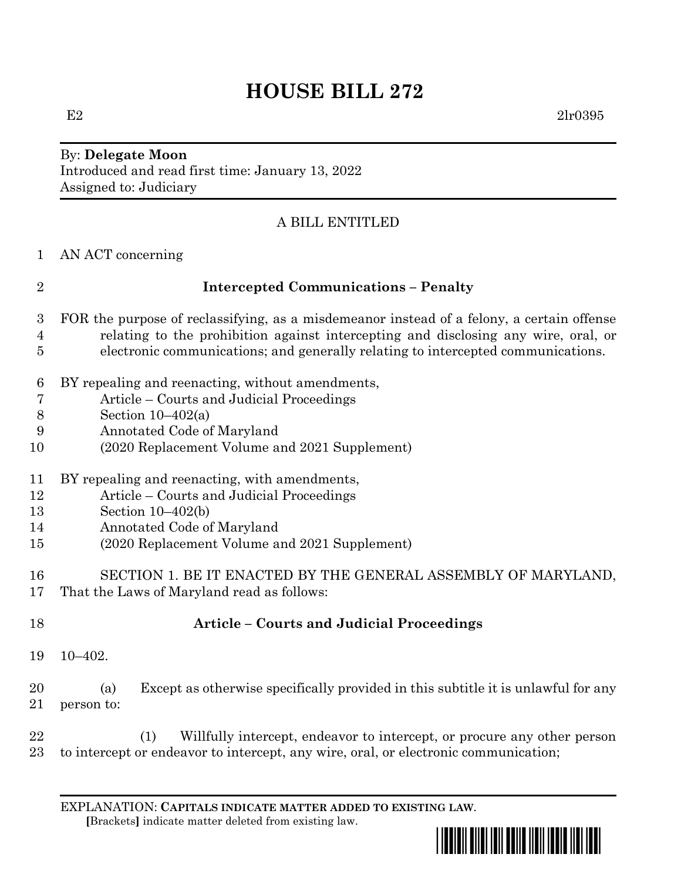# HOUSE BILL 272

E2 2lr0395

By: **Delegate Moon**
Introduced and read first time: January 13, 2022
Assigned to: Judiciary

A BILL ENTITLED

AN ACT concerning

**Intercepted Communications – Penalty**

FOR the purpose of reclassifying, as a misdemeanor instead of a felony, a certain offense relating to the prohibition against intercepting and disclosing any wire, oral, or electronic communications; and generally relating to intercepted communications.

BY repealing and reenacting, without amendments,
Article – Courts and Judicial Proceedings
Section 10–402(a)
Annotated Code of Maryland
(2020 Replacement Volume and 2021 Supplement)

BY repealing and reenacting, with amendments,
Article – Courts and Judicial Proceedings
Section 10–402(b)
Annotated Code of Maryland
(2020 Replacement Volume and 2021 Supplement)

SECTION 1. BE IT ENACTED BY THE GENERAL ASSEMBLY OF MARYLAND, That the Laws of Maryland read as follows:

**Article – Courts and Judicial Proceedings**

10–402.

(a) Except as otherwise specifically provided in this subtitle it is unlawful for any person to:

(1) Willfully intercept, endeavor to intercept, or procure any other person to intercept or endeavor to intercept, any wire, oral, or electronic communication;

EXPLANATION: **CAPITALS INDICATE MATTER ADDED TO EXISTING LAW**.
**[**Brackets**]** indicate matter deleted from existing law.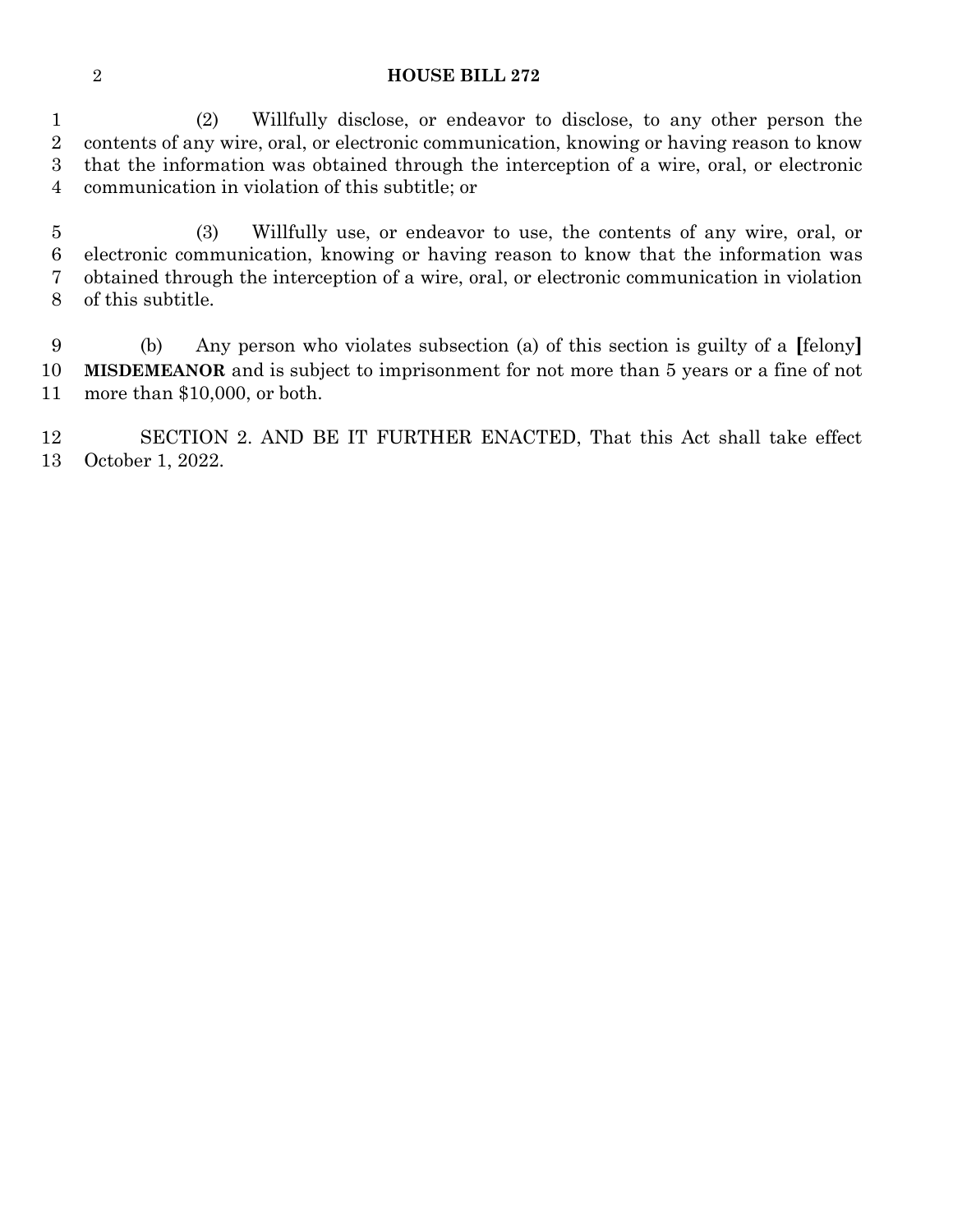(2) Willfully disclose, or endeavor to disclose, to any other person the contents of any wire, oral, or electronic communication, knowing or having reason to know that the information was obtained through the interception of a wire, oral, or electronic communication in violation of this subtitle; or

(3) Willfully use, or endeavor to use, the contents of any wire, oral, or electronic communication, knowing or having reason to know that the information was obtained through the interception of a wire, oral, or electronic communication in violation of this subtitle.

(b) Any person who violates subsection (a) of this section is guilty of a **[**felony**]** **MISDEMEANOR** and is subject to imprisonment for not more than 5 years or a fine of not more than $10,000, or both.

SECTION 2. AND BE IT FURTHER ENACTED, That this Act shall take effect October 1, 2022.